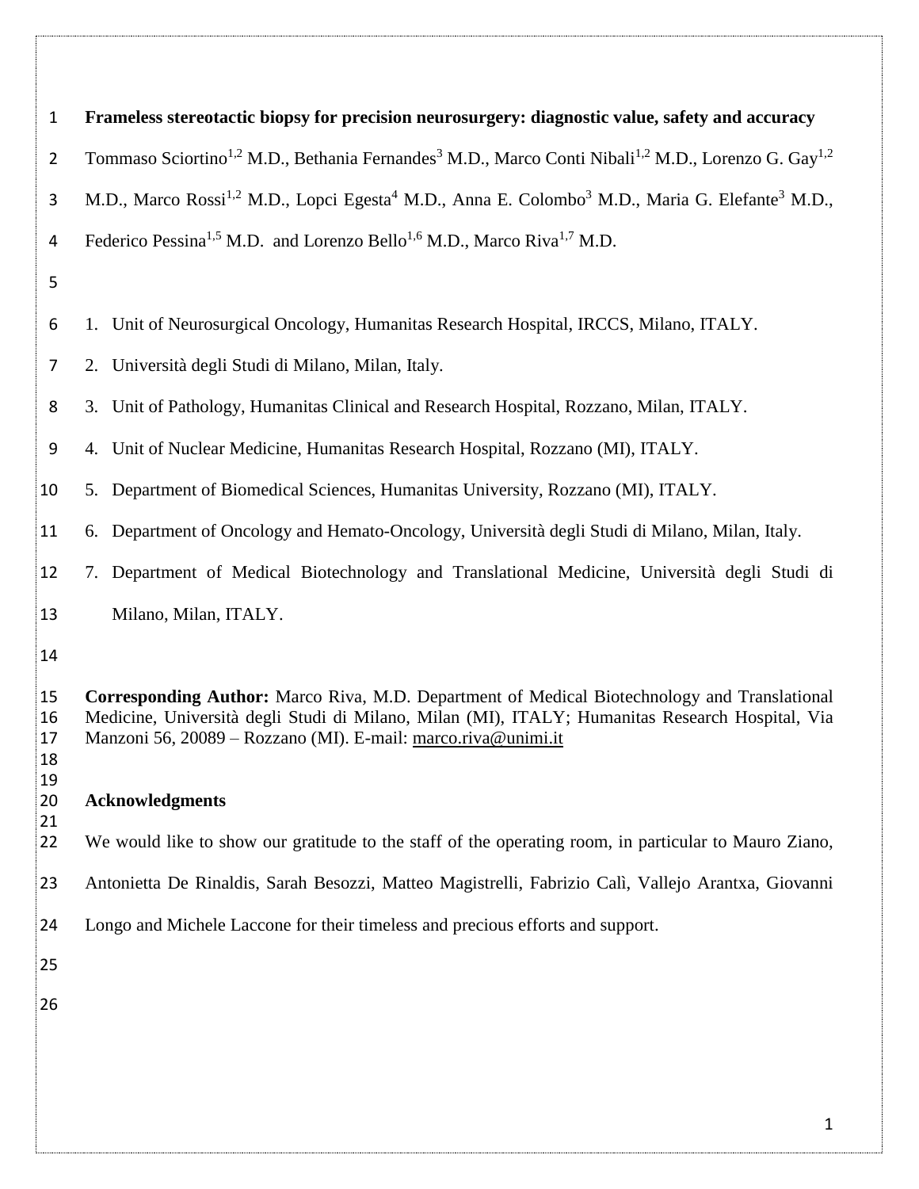# Frameless stereotactic biopsy for precision neurosurgery: diagnostic value, safety and accuracy

Tommaso Sciortino[1,2] M.D., Bethania Fernandes[3] M.D., Marco Conti Nibali[1,2] M.D., Lorenzo G. Gay[1,2] M.D., Marco Rossi[1,2] M.D., Lopci Egesta[4] M.D., Anna E. Colombo[3] M.D., Maria G. Elefante[3] M.D., Federico Pessina[1,5] M.D. and Lorenzo Bello[1,6] M.D., Marco Riva[1,7] M.D.

1. Unit of Neurosurgical Oncology, Humanitas Research Hospital, IRCCS, Milano, ITALY.
2. Università degli Studi di Milano, Milan, Italy.
3. Unit of Pathology, Humanitas Clinical and Research Hospital, Rozzano, Milan, ITALY.
4. Unit of Nuclear Medicine, Humanitas Research Hospital, Rozzano (MI), ITALY.
5. Department of Biomedical Sciences, Humanitas University, Rozzano (MI), ITALY.
6. Department of Oncology and Hemato-Oncology, Università degli Studi di Milano, Milan, Italy.
7. Department of Medical Biotechnology and Translational Medicine, Università degli Studi di Milano, Milan, ITALY.

**Corresponding Author:** Marco Riva, M.D. Department of Medical Biotechnology and Translational Medicine, Università degli Studi di Milano, Milan (MI), ITALY; Humanitas Research Hospital, Via Manzoni 56, 20089 – Rozzano (MI). E-mail: marco.riva@unimi.it

## Acknowledgments

We would like to show our gratitude to the staff of the operating room, in particular to Mauro Ziano, Antonietta De Rinaldis, Sarah Besozzi, Matteo Magistrelli, Fabrizio Calì, Vallejo Arantxa, Giovanni Longo and Michele Laccone for their timeless and precious efforts and support.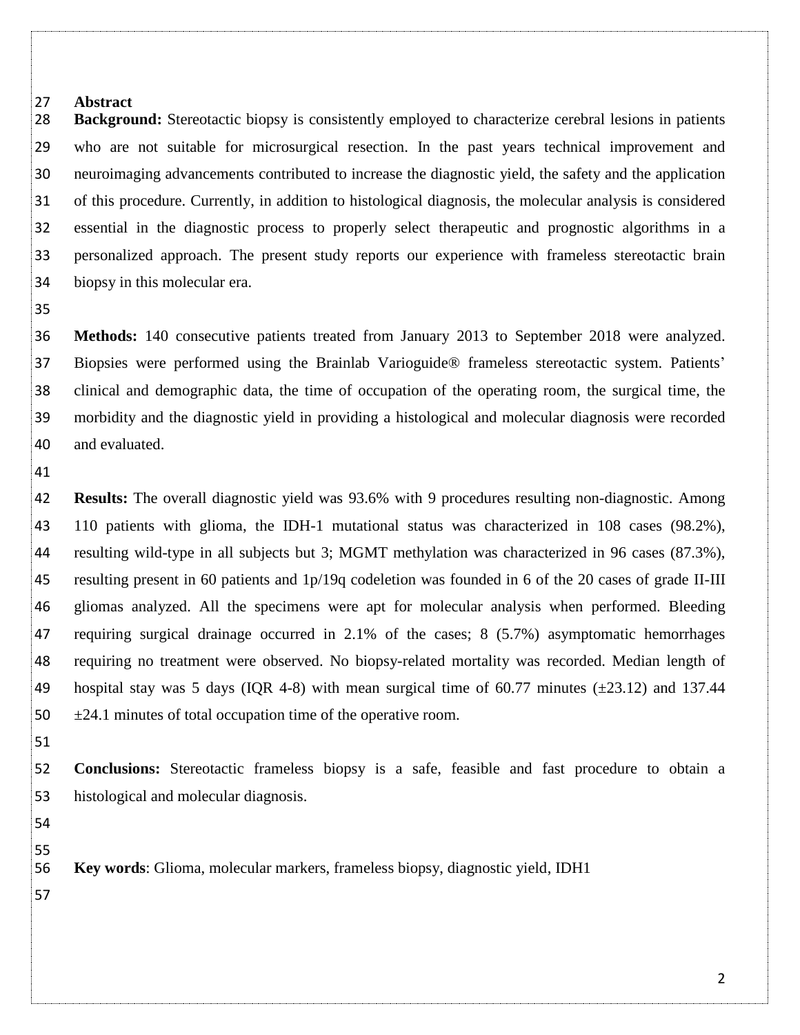## Abstract

**Background:** Stereotactic biopsy is consistently employed to characterize cerebral lesions in patients who are not suitable for microsurgical resection. In the past years technical improvement and neuroimaging advancements contributed to increase the diagnostic yield, the safety and the application of this procedure. Currently, in addition to histological diagnosis, the molecular analysis is considered essential in the diagnostic process to properly select therapeutic and prognostic algorithms in a personalized approach. The present study reports our experience with frameless stereotactic brain biopsy in this molecular era.

**Methods:** 140 consecutive patients treated from January 2013 to September 2018 were analyzed. Biopsies were performed using the Brainlab Varioguide® frameless stereotactic system. Patients' clinical and demographic data, the time of occupation of the operating room, the surgical time, the morbidity and the diagnostic yield in providing a histological and molecular diagnosis were recorded and evaluated.

**Results:** The overall diagnostic yield was 93.6% with 9 procedures resulting non-diagnostic. Among 110 patients with glioma, the IDH-1 mutational status was characterized in 108 cases (98.2%), resulting wild-type in all subjects but 3; MGMT methylation was characterized in 96 cases (87.3%), resulting present in 60 patients and 1p/19q codeletion was founded in 6 of the 20 cases of grade II-III gliomas analyzed. All the specimens were apt for molecular analysis when performed. Bleeding requiring surgical drainage occurred in 2.1% of the cases; 8 (5.7%) asymptomatic hemorrhages requiring no treatment were observed. No biopsy-related mortality was recorded. Median length of hospital stay was 5 days (IQR 4-8) with mean surgical time of 60.77 minutes (±23.12) and 137.44 ±24.1 minutes of total occupation time of the operative room.

**Conclusions:** Stereotactic frameless biopsy is a safe, feasible and fast procedure to obtain a histological and molecular diagnosis.

**Key words**: Glioma, molecular markers, frameless biopsy, diagnostic yield, IDH1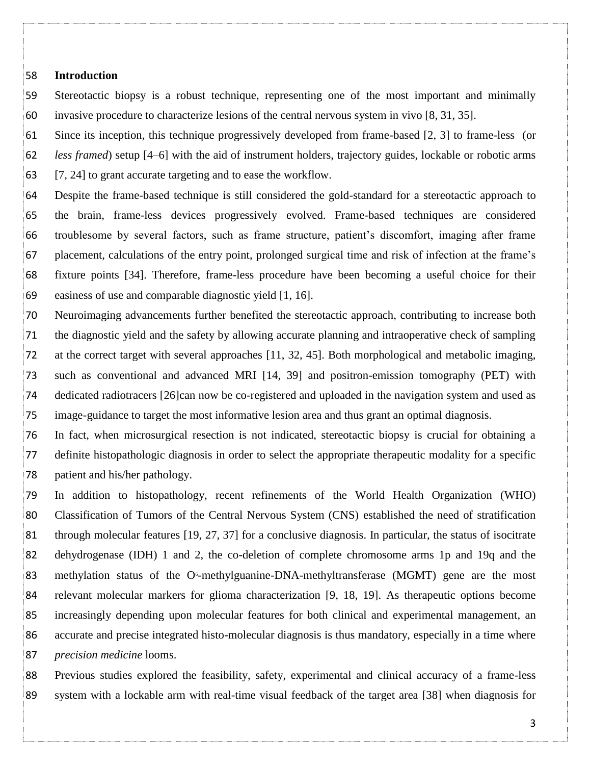## Introduction

Stereotactic biopsy is a robust technique, representing one of the most important and minimally invasive procedure to characterize lesions of the central nervous system in vivo [8, 31, 35].

Since its inception, this technique progressively developed from frame-based [2, 3] to frame-less (or *less framed*) setup [4–6] with the aid of instrument holders, trajectory guides, lockable or robotic arms [7, 24] to grant accurate targeting and to ease the workflow.

Despite the frame-based technique is still considered the gold-standard for a stereotactic approach to the brain, frame-less devices progressively evolved. Frame-based techniques are considered troublesome by several factors, such as frame structure, patient's discomfort, imaging after frame placement, calculations of the entry point, prolonged surgical time and risk of infection at the frame's fixture points [34]. Therefore, frame-less procedure have been becoming a useful choice for their easiness of use and comparable diagnostic yield [1, 16].

Neuroimaging advancements further benefited the stereotactic approach, contributing to increase both the diagnostic yield and the safety by allowing accurate planning and intraoperative check of sampling at the correct target with several approaches [11, 32, 45]. Both morphological and metabolic imaging, such as conventional and advanced MRI [14, 39] and positron-emission tomography (PET) with dedicated radiotracers [26]can now be co-registered and uploaded in the navigation system and used as image-guidance to target the most informative lesion area and thus grant an optimal diagnosis.

In fact, when microsurgical resection is not indicated, stereotactic biopsy is crucial for obtaining a definite histopathologic diagnosis in order to select the appropriate therapeutic modality for a specific patient and his/her pathology.

In addition to histopathology, recent refinements of the World Health Organization (WHO) Classification of Tumors of the Central Nervous System (CNS) established the need of stratification through molecular features [19, 27, 37] for a conclusive diagnosis. In particular, the status of isocitrate dehydrogenase (IDH) 1 and 2, the co-deletion of complete chromosome arms 1p and 19q and the methylation status of the $O^6$-methylguanine-DNA-methyltransferase (MGMT) gene are the most relevant molecular markers for glioma characterization [9, 18, 19]. As therapeutic options become increasingly depending upon molecular features for both clinical and experimental management, an accurate and precise integrated histo-molecular diagnosis is thus mandatory, especially in a time where *precision medicine* looms.

Previous studies explored the feasibility, safety, experimental and clinical accuracy of a frame-less system with a lockable arm with real-time visual feedback of the target area [38] when diagnosis for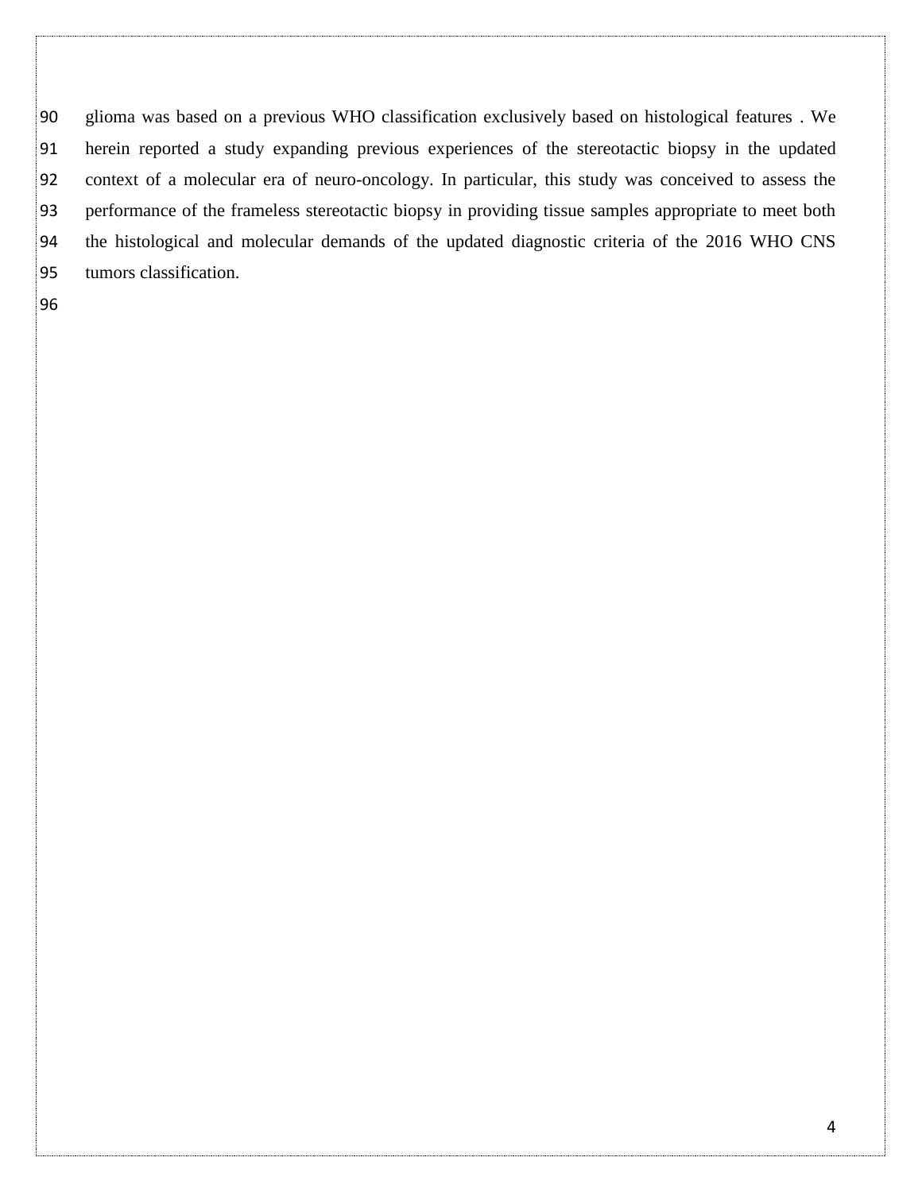glioma was based on a previous WHO classification exclusively based on histological features . We herein reported a study expanding previous experiences of the stereotactic biopsy in the updated context of a molecular era of neuro-oncology. In particular, this study was conceived to assess the performance of the frameless stereotactic biopsy in providing tissue samples appropriate to meet both the histological and molecular demands of the updated diagnostic criteria of the 2016 WHO CNS tumors classification.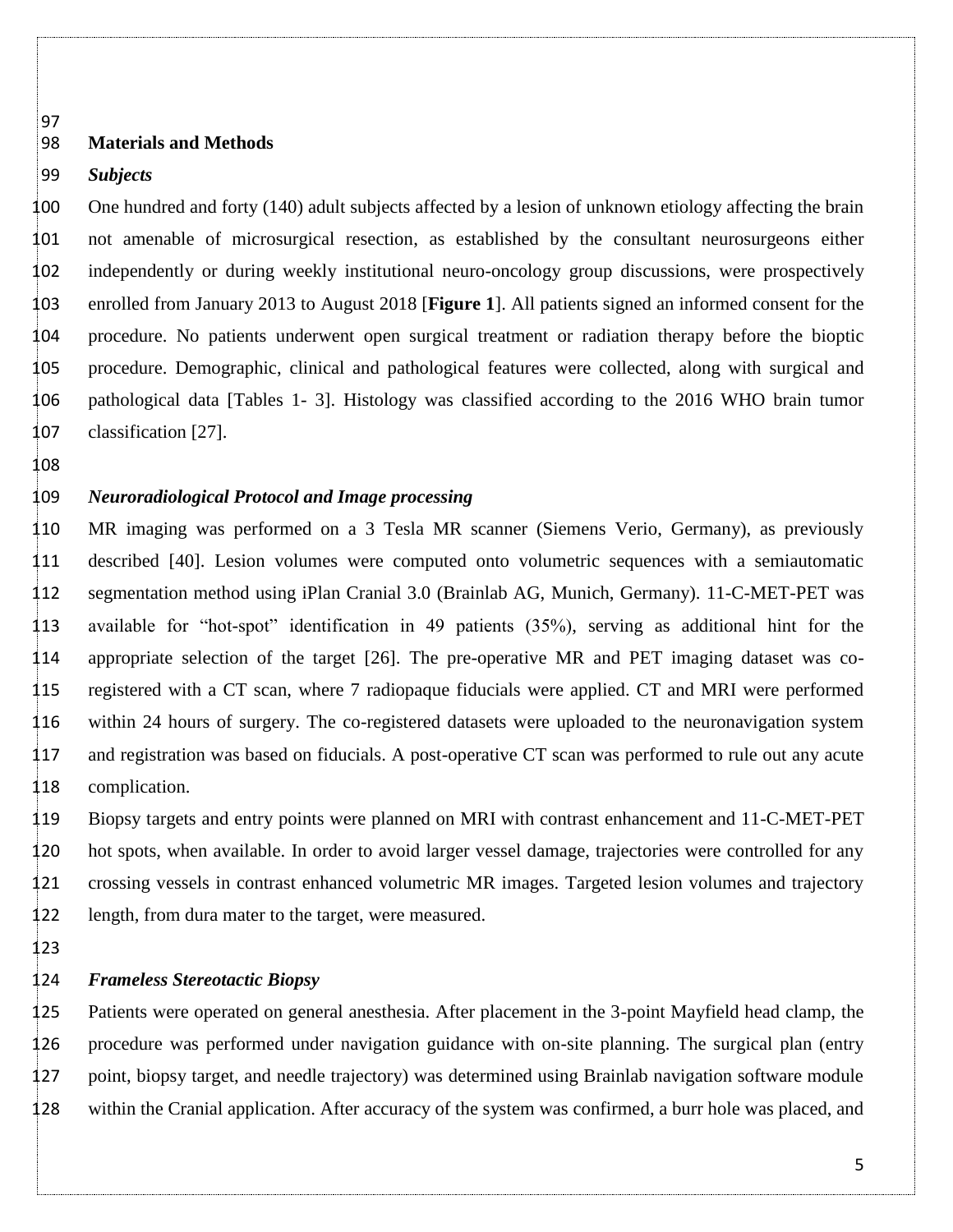## Materials and Methods

### *Subjects*

One hundred and forty (140) adult subjects affected by a lesion of unknown etiology affecting the brain not amenable of microsurgical resection, as established by the consultant neurosurgeons either independently or during weekly institutional neuro-oncology group discussions, were prospectively enrolled from January 2013 to August 2018 [**Figure 1**]. All patients signed an informed consent for the procedure. No patients underwent open surgical treatment or radiation therapy before the bioptic procedure. Demographic, clinical and pathological features were collected, along with surgical and pathological data [Tables 1- 3]. Histology was classified according to the 2016 WHO brain tumor classification [27].

### *Neuroradiological Protocol and Image processing*

MR imaging was performed on a 3 Tesla MR scanner (Siemens Verio, Germany), as previously described [40]. Lesion volumes were computed onto volumetric sequences with a semiautomatic segmentation method using iPlan Cranial 3.0 (Brainlab AG, Munich, Germany). 11-C-MET-PET was available for "hot-spot" identification in 49 patients (35%), serving as additional hint for the appropriate selection of the target [26]. The pre-operative MR and PET imaging dataset was co-registered with a CT scan, where 7 radiopaque fiducials were applied. CT and MRI were performed within 24 hours of surgery. The co-registered datasets were uploaded to the neuronavigation system and registration was based on fiducials. A post-operative CT scan was performed to rule out any acute complication.

Biopsy targets and entry points were planned on MRI with contrast enhancement and 11-C-MET-PET hot spots, when available. In order to avoid larger vessel damage, trajectories were controlled for any crossing vessels in contrast enhanced volumetric MR images. Targeted lesion volumes and trajectory length, from dura mater to the target, were measured.

### *Frameless Stereotactic Biopsy*

Patients were operated on general anesthesia. After placement in the 3-point Mayfield head clamp, the procedure was performed under navigation guidance with on-site planning. The surgical plan (entry point, biopsy target, and needle trajectory) was determined using Brainlab navigation software module within the Cranial application. After accuracy of the system was confirmed, a burr hole was placed, and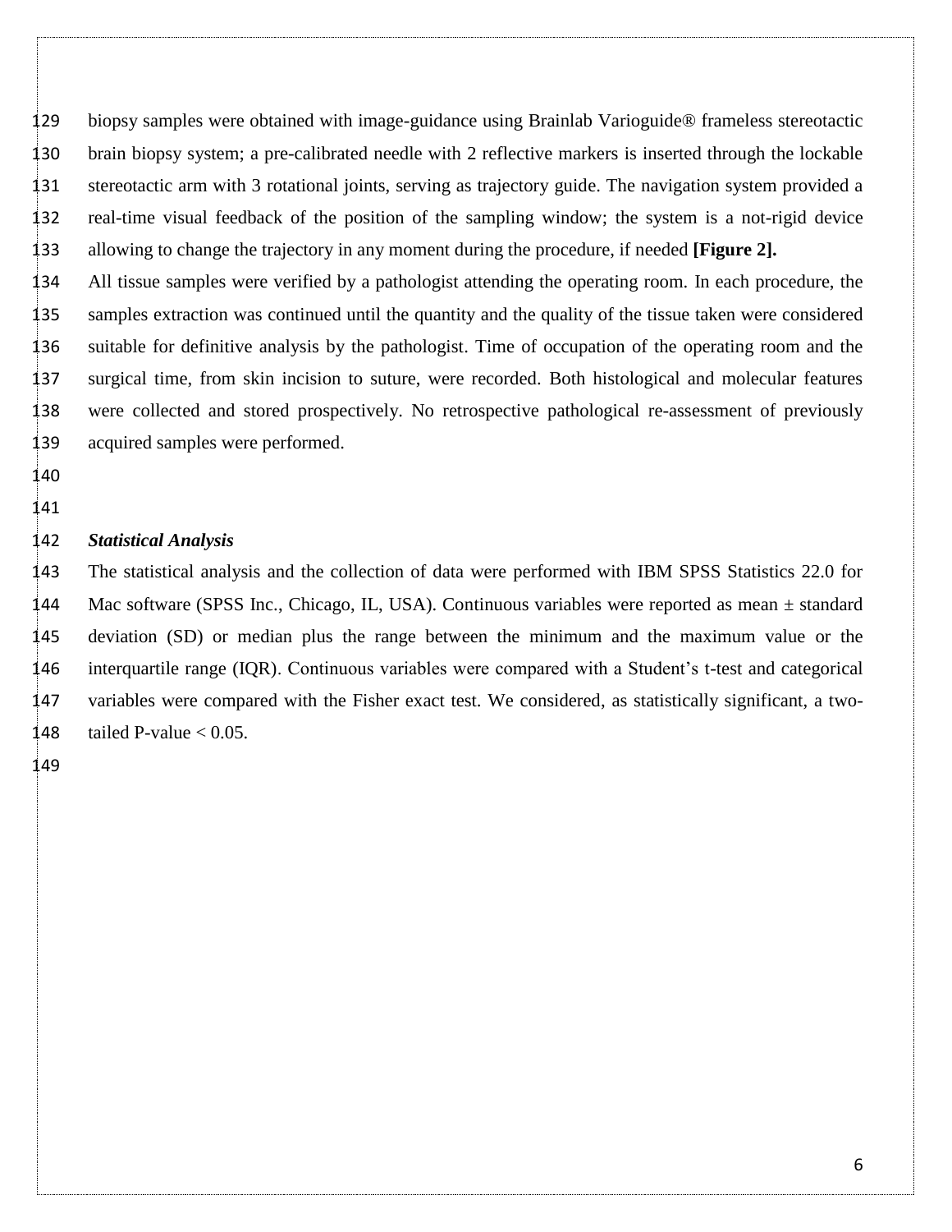biopsy samples were obtained with image-guidance using Brainlab Varioguide® frameless stereotactic brain biopsy system; a pre-calibrated needle with 2 reflective markers is inserted through the lockable stereotactic arm with 3 rotational joints, serving as trajectory guide. The navigation system provided a real-time visual feedback of the position of the sampling window; the system is a not-rigid device allowing to change the trajectory in any moment during the procedure, if needed **[Figure 2].**

All tissue samples were verified by a pathologist attending the operating room. In each procedure, the samples extraction was continued until the quantity and the quality of the tissue taken were considered suitable for definitive analysis by the pathologist. Time of occupation of the operating room and the surgical time, from skin incision to suture, were recorded. Both histological and molecular features were collected and stored prospectively. No retrospective pathological re-assessment of previously acquired samples were performed.

### *Statistical Analysis*

The statistical analysis and the collection of data were performed with IBM SPSS Statistics 22.0 for Mac software (SPSS Inc., Chicago, IL, USA). Continuous variables were reported as mean ± standard deviation (SD) or median plus the range between the minimum and the maximum value or the interquartile range (IQR). Continuous variables were compared with a Student's t-test and categorical variables were compared with the Fisher exact test. We considered, as statistically significant, a two-tailed P-value $< 0.05$.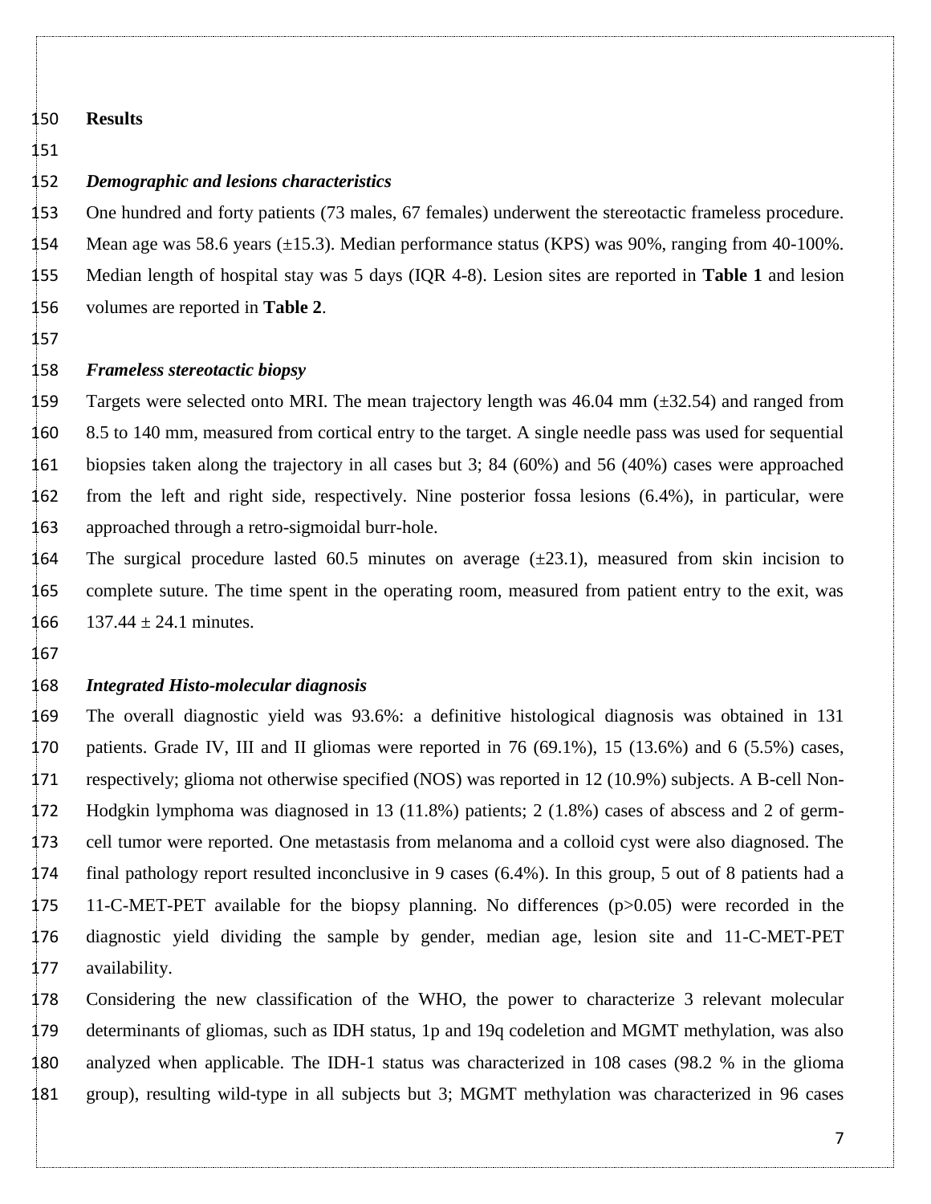## Results

### *Demographic and lesions characteristics*

One hundred and forty patients (73 males, 67 females) underwent the stereotactic frameless procedure. Mean age was 58.6 years (±15.3). Median performance status (KPS) was 90%, ranging from 40-100%. Median length of hospital stay was 5 days (IQR 4-8). Lesion sites are reported in **Table 1** and lesion volumes are reported in **Table 2**.

### *Frameless stereotactic biopsy*

Targets were selected onto MRI. The mean trajectory length was 46.04 mm (±32.54) and ranged from 8.5 to 140 mm, measured from cortical entry to the target. A single needle pass was used for sequential biopsies taken along the trajectory in all cases but 3; 84 (60%) and 56 (40%) cases were approached from the left and right side, respectively. Nine posterior fossa lesions (6.4%), in particular, were approached through a retro-sigmoidal burr-hole.

The surgical procedure lasted 60.5 minutes on average (±23.1), measured from skin incision to complete suture. The time spent in the operating room, measured from patient entry to the exit, was 137.44 ± 24.1 minutes.

### *Integrated Histo-molecular diagnosis*

The overall diagnostic yield was 93.6%: a definitive histological diagnosis was obtained in 131 patients. Grade IV, III and II gliomas were reported in 76 (69.1%), 15 (13.6%) and 6 (5.5%) cases, respectively; glioma not otherwise specified (NOS) was reported in 12 (10.9%) subjects. A B-cell Non-Hodgkin lymphoma was diagnosed in 13 (11.8%) patients; 2 (1.8%) cases of abscess and 2 of germ-cell tumor were reported. One metastasis from melanoma and a colloid cyst were also diagnosed. The final pathology report resulted inconclusive in 9 cases (6.4%). In this group, 5 out of 8 patients had a 11-C-MET-PET available for the biopsy planning. No differences ($p>0.05$) were recorded in the diagnostic yield dividing the sample by gender, median age, lesion site and 11-C-MET-PET availability.

Considering the new classification of the WHO, the power to characterize 3 relevant molecular determinants of gliomas, such as IDH status, 1p and 19q codeletion and MGMT methylation, was also analyzed when applicable. The IDH-1 status was characterized in 108 cases (98.2 % in the glioma group), resulting wild-type in all subjects but 3; MGMT methylation was characterized in 96 cases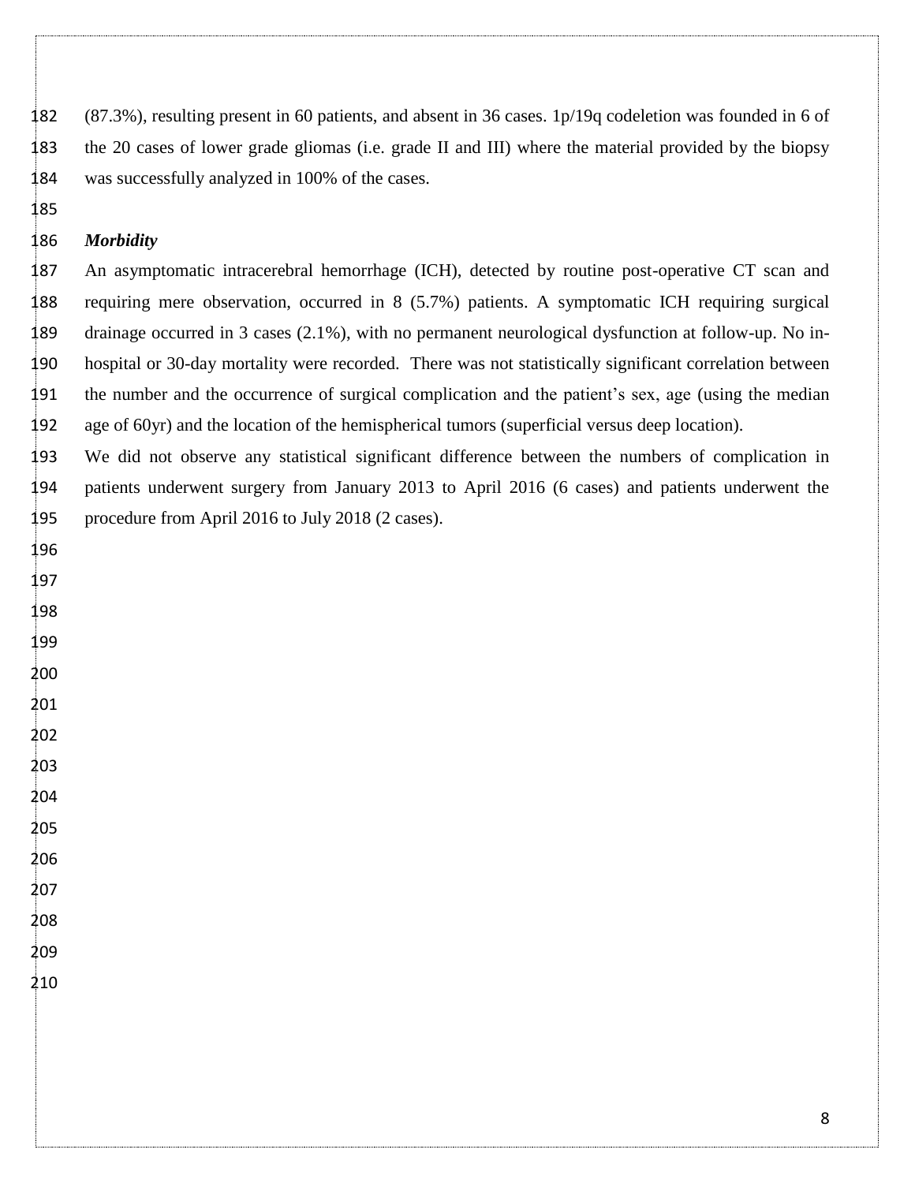(87.3%), resulting present in 60 patients, and absent in 36 cases. 1p/19q codeletion was founded in 6 of the 20 cases of lower grade gliomas (i.e. grade II and III) where the material provided by the biopsy was successfully analyzed in 100% of the cases.

***Morbidity***

An asymptomatic intracerebral hemorrhage (ICH), detected by routine post-operative CT scan and requiring mere observation, occurred in 8 (5.7%) patients. A symptomatic ICH requiring surgical drainage occurred in 3 cases (2.1%), with no permanent neurological dysfunction at follow-up. No in-hospital or 30-day mortality were recorded. There was not statistically significant correlation between the number and the occurrence of surgical complication and the patient's sex, age (using the median age of 60yr) and the location of the hemispherical tumors (superficial versus deep location).

We did not observe any statistical significant difference between the numbers of complication in patients underwent surgery from January 2013 to April 2016 (6 cases) and patients underwent the procedure from April 2016 to July 2018 (2 cases).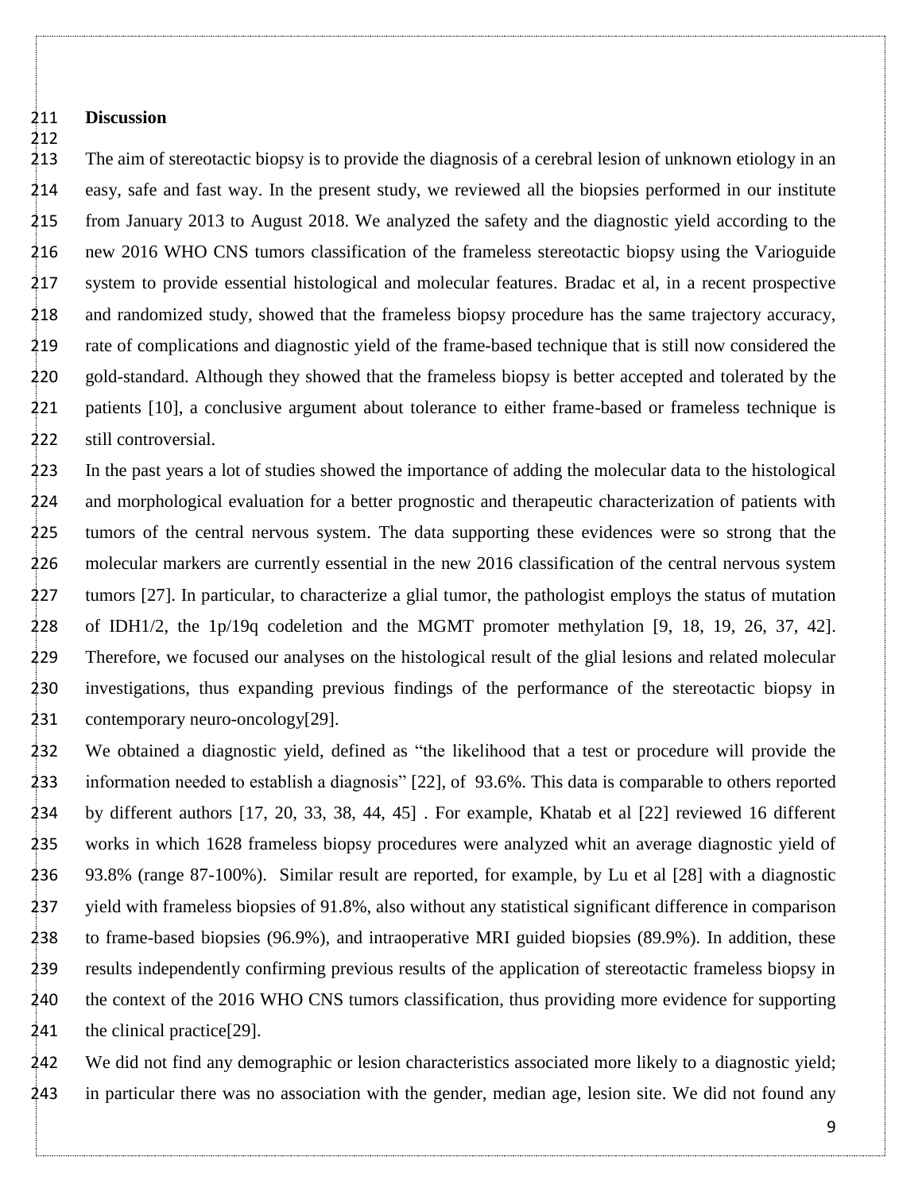## Discussion

The aim of stereotactic biopsy is to provide the diagnosis of a cerebral lesion of unknown etiology in an easy, safe and fast way. In the present study, we reviewed all the biopsies performed in our institute from January 2013 to August 2018. We analyzed the safety and the diagnostic yield according to the new 2016 WHO CNS tumors classification of the frameless stereotactic biopsy using the Varioguide system to provide essential histological and molecular features. Bradac et al, in a recent prospective and randomized study, showed that the frameless biopsy procedure has the same trajectory accuracy, rate of complications and diagnostic yield of the frame-based technique that is still now considered the gold-standard. Although they showed that the frameless biopsy is better accepted and tolerated by the patients [10], a conclusive argument about tolerance to either frame-based or frameless technique is still controversial.

In the past years a lot of studies showed the importance of adding the molecular data to the histological and morphological evaluation for a better prognostic and therapeutic characterization of patients with tumors of the central nervous system. The data supporting these evidences were so strong that the molecular markers are currently essential in the new 2016 classification of the central nervous system tumors [27]. In particular, to characterize a glial tumor, the pathologist employs the status of mutation of IDH1/2, the 1p/19q codeletion and the MGMT promoter methylation [9, 18, 19, 26, 37, 42]. Therefore, we focused our analyses on the histological result of the glial lesions and related molecular investigations, thus expanding previous findings of the performance of the stereotactic biopsy in contemporary neuro-oncology[29].

We obtained a diagnostic yield, defined as "the likelihood that a test or procedure will provide the information needed to establish a diagnosis" [22], of 93.6%. This data is comparable to others reported by different authors [17, 20, 33, 38, 44, 45] . For example, Khatab et al [22] reviewed 16 different works in which 1628 frameless biopsy procedures were analyzed whit an average diagnostic yield of 93.8% (range 87-100%). Similar result are reported, for example, by Lu et al [28] with a diagnostic yield with frameless biopsies of 91.8%, also without any statistical significant difference in comparison to frame-based biopsies (96.9%), and intraoperative MRI guided biopsies (89.9%). In addition, these results independently confirming previous results of the application of stereotactic frameless biopsy in the context of the 2016 WHO CNS tumors classification, thus providing more evidence for supporting the clinical practice[29].

We did not find any demographic or lesion characteristics associated more likely to a diagnostic yield; in particular there was no association with the gender, median age, lesion site. We did not found any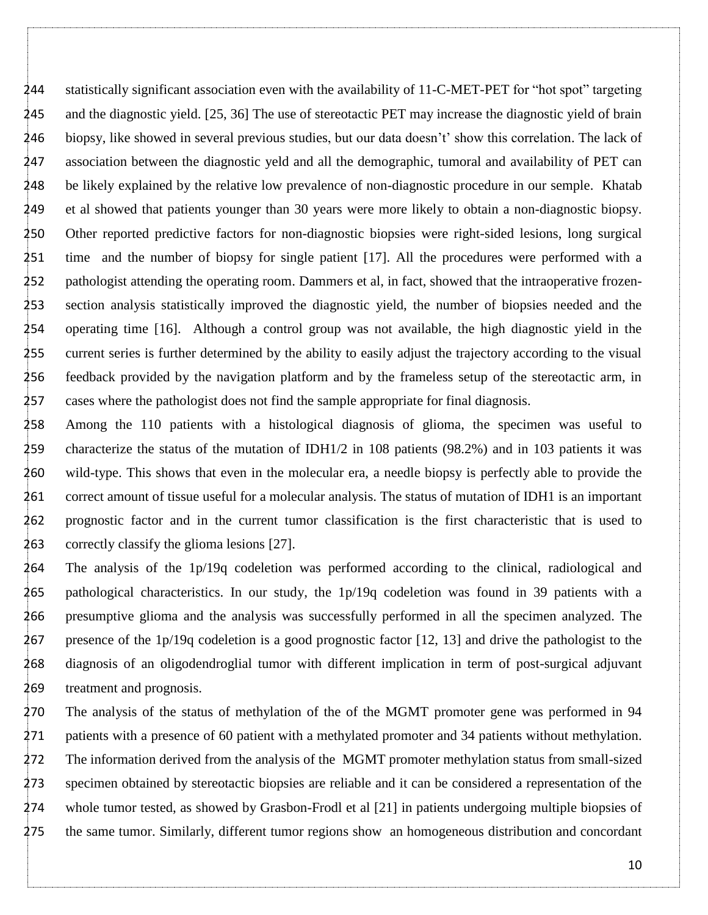statistically significant association even with the availability of 11-C-MET-PET for "hot spot" targeting and the diagnostic yield. [25, 36] The use of stereotactic PET may increase the diagnostic yield of brain biopsy, like showed in several previous studies, but our data doesn't' show this correlation. The lack of association between the diagnostic yeld and all the demographic, tumoral and availability of PET can be likely explained by the relative low prevalence of non-diagnostic procedure in our semple. Khatab et al showed that patients younger than 30 years were more likely to obtain a non-diagnostic biopsy. Other reported predictive factors for non-diagnostic biopsies were right-sided lesions, long surgical time and the number of biopsy for single patient [17]. All the procedures were performed with a pathologist attending the operating room. Dammers et al, in fact, showed that the intraoperative frozen-section analysis statistically improved the diagnostic yield, the number of biopsies needed and the operating time [16]. Although a control group was not available, the high diagnostic yield in the current series is further determined by the ability to easily adjust the trajectory according to the visual feedback provided by the navigation platform and by the frameless setup of the stereotactic arm, in cases where the pathologist does not find the sample appropriate for final diagnosis.

Among the 110 patients with a histological diagnosis of glioma, the specimen was useful to characterize the status of the mutation of IDH1/2 in 108 patients (98.2%) and in 103 patients it was wild-type. This shows that even in the molecular era, a needle biopsy is perfectly able to provide the correct amount of tissue useful for a molecular analysis. The status of mutation of IDH1 is an important prognostic factor and in the current tumor classification is the first characteristic that is used to correctly classify the glioma lesions [27].

The analysis of the 1p/19q codeletion was performed according to the clinical, radiological and pathological characteristics. In our study, the 1p/19q codeletion was found in 39 patients with a presumptive glioma and the analysis was successfully performed in all the specimen analyzed. The presence of the 1p/19q codeletion is a good prognostic factor [12, 13] and drive the pathologist to the diagnosis of an oligodendroglial tumor with different implication in term of post-surgical adjuvant treatment and prognosis.

The analysis of the status of methylation of the of the MGMT promoter gene was performed in 94 patients with a presence of 60 patient with a methylated promoter and 34 patients without methylation. The information derived from the analysis of the MGMT promoter methylation status from small-sized specimen obtained by stereotactic biopsies are reliable and it can be considered a representation of the whole tumor tested, as showed by Grasbon-Frodl et al [21] in patients undergoing multiple biopsies of the same tumor. Similarly, different tumor regions show an homogeneous distribution and concordant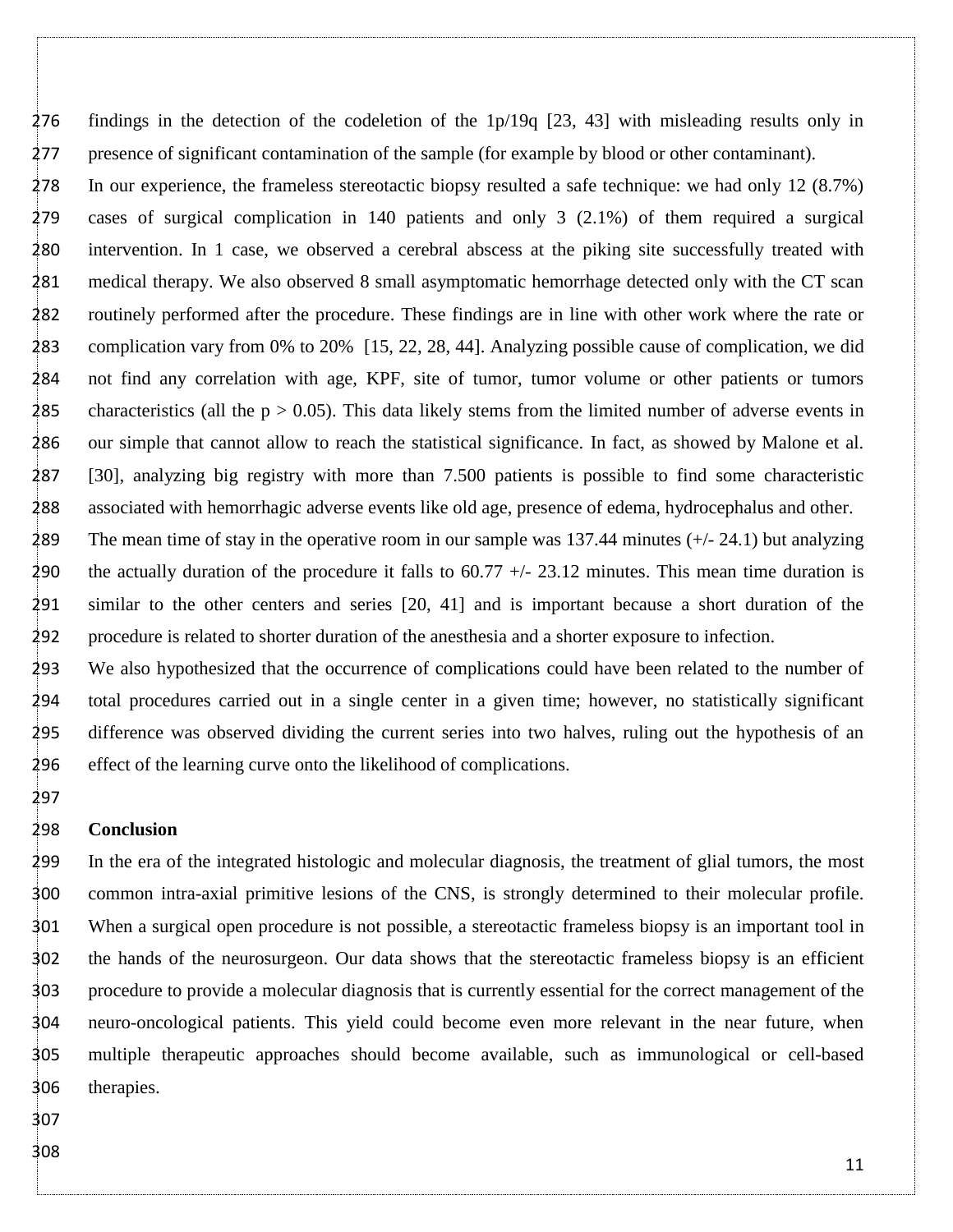findings in the detection of the codeletion of the 1p/19q [23, 43] with misleading results only in presence of significant contamination of the sample (for example by blood or other contaminant).

In our experience, the frameless stereotactic biopsy resulted a safe technique: we had only 12 (8.7%) cases of surgical complication in 140 patients and only 3 (2.1%) of them required a surgical intervention. In 1 case, we observed a cerebral abscess at the piking site successfully treated with medical therapy. We also observed 8 small asymptomatic hemorrhage detected only with the CT scan routinely performed after the procedure. These findings are in line with other work where the rate or complication vary from 0% to 20% [15, 22, 28, 44]. Analyzing possible cause of complication, we did not find any correlation with age, KPF, site of tumor, tumor volume or other patients or tumors characteristics (all the $p > 0.05$). This data likely stems from the limited number of adverse events in our simple that cannot allow to reach the statistical significance. In fact, as showed by Malone et al. [30], analyzing big registry with more than 7.500 patients is possible to find some characteristic associated with hemorrhagic adverse events like old age, presence of edema, hydrocephalus and other.

The mean time of stay in the operative room in our sample was 137.44 minutes (+/- 24.1) but analyzing the actually duration of the procedure it falls to 60.77 +/- 23.12 minutes. This mean time duration is similar to the other centers and series [20, 41] and is important because a short duration of the procedure is related to shorter duration of the anesthesia and a shorter exposure to infection.

We also hypothesized that the occurrence of complications could have been related to the number of total procedures carried out in a single center in a given time; however, no statistically significant difference was observed dividing the current series into two halves, ruling out the hypothesis of an effect of the learning curve onto the likelihood of complications.

## Conclusion

In the era of the integrated histologic and molecular diagnosis, the treatment of glial tumors, the most common intra-axial primitive lesions of the CNS, is strongly determined to their molecular profile. When a surgical open procedure is not possible, a stereotactic frameless biopsy is an important tool in the hands of the neurosurgeon. Our data shows that the stereotactic frameless biopsy is an efficient procedure to provide a molecular diagnosis that is currently essential for the correct management of the neuro-oncological patients. This yield could become even more relevant in the near future, when multiple therapeutic approaches should become available, such as immunological or cell-based therapies.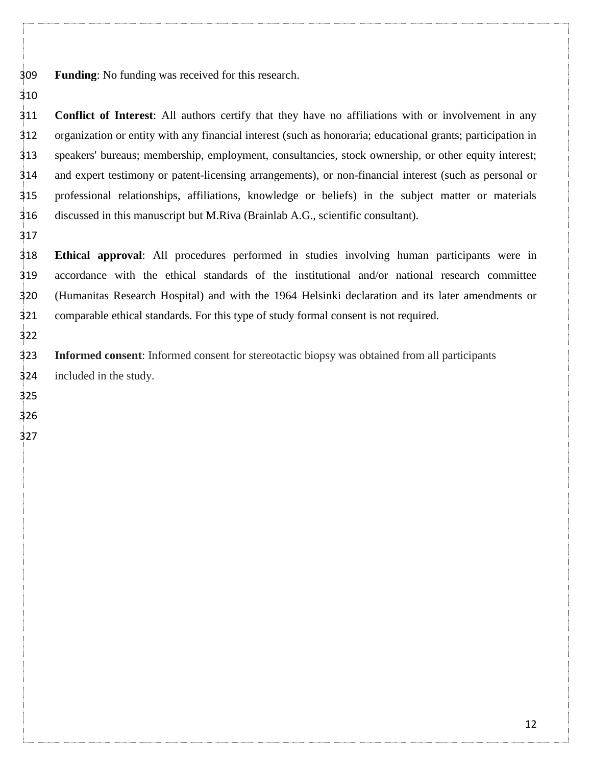**Funding**: No funding was received for this research.

**Conflict of Interest**: All authors certify that they have no affiliations with or involvement in any organization or entity with any financial interest (such as honoraria; educational grants; participation in speakers' bureaus; membership, employment, consultancies, stock ownership, or other equity interest; and expert testimony or patent-licensing arrangements), or non-financial interest (such as personal or professional relationships, affiliations, knowledge or beliefs) in the subject matter or materials discussed in this manuscript but M.Riva (Brainlab A.G., scientific consultant).

**Ethical approval**: All procedures performed in studies involving human participants were in accordance with the ethical standards of the institutional and/or national research committee (Humanitas Research Hospital) and with the 1964 Helsinki declaration and its later amendments or comparable ethical standards. For this type of study formal consent is not required.

**Informed consent**: Informed consent for stereotactic biopsy was obtained from all participants included in the study.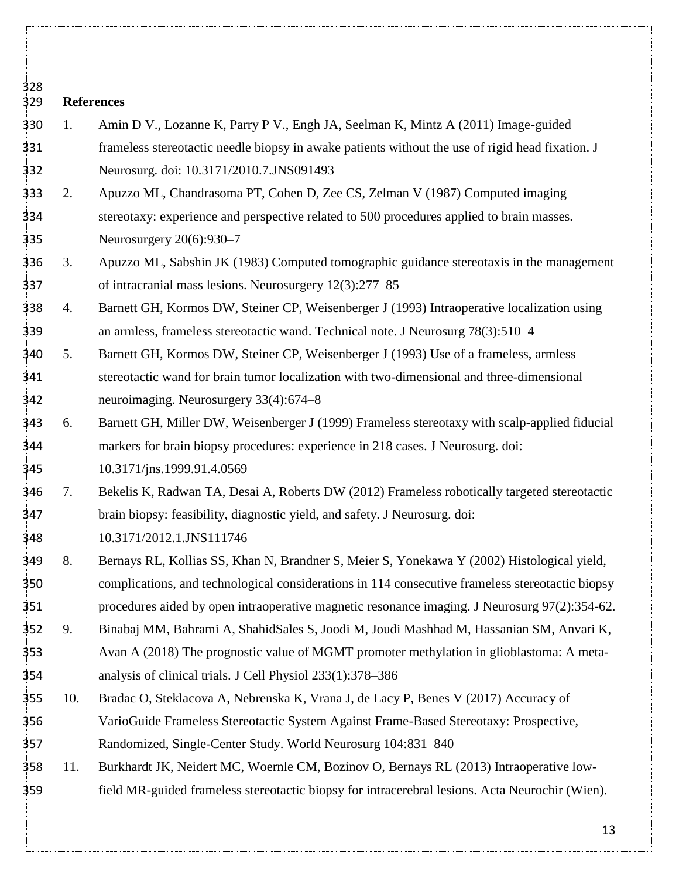## References

1. Amin D V., Lozanne K, Parry P V., Engh JA, Seelman K, Mintz A (2011) Image-guided frameless stereotactic needle biopsy in awake patients without the use of rigid head fixation. J Neurosurg. doi: 10.3171/2010.7.JNS091493
2. Apuzzo ML, Chandrasoma PT, Cohen D, Zee CS, Zelman V (1987) Computed imaging stereotaxy: experience and perspective related to 500 procedures applied to brain masses. Neurosurgery 20(6):930–7
3. Apuzzo ML, Sabshin JK (1983) Computed tomographic guidance stereotaxis in the management of intracranial mass lesions. Neurosurgery 12(3):277–85
4. Barnett GH, Kormos DW, Steiner CP, Weisenberger J (1993) Intraoperative localization using an armless, frameless stereotactic wand. Technical note. J Neurosurg 78(3):510–4
5. Barnett GH, Kormos DW, Steiner CP, Weisenberger J (1993) Use of a frameless, armless stereotactic wand for brain tumor localization with two-dimensional and three-dimensional neuroimaging. Neurosurgery 33(4):674–8
6. Barnett GH, Miller DW, Weisenberger J (1999) Frameless stereotaxy with scalp-applied fiducial markers for brain biopsy procedures: experience in 218 cases. J Neurosurg. doi: 10.3171/jns.1999.91.4.0569
7. Bekelis K, Radwan TA, Desai A, Roberts DW (2012) Frameless robotically targeted stereotactic brain biopsy: feasibility, diagnostic yield, and safety. J Neurosurg. doi: 10.3171/2012.1.JNS111746
8. Bernays RL, Kollias SS, Khan N, Brandner S, Meier S, Yonekawa Y (2002) Histological yield, complications, and technological considerations in 114 consecutive frameless stereotactic biopsy procedures aided by open intraoperative magnetic resonance imaging. J Neurosurg 97(2):354-62.
9. Binabaj MM, Bahrami A, ShahidSales S, Joodi M, Joudi Mashhad M, Hassanian SM, Anvari K, Avan A (2018) The prognostic value of MGMT promoter methylation in glioblastoma: A meta-analysis of clinical trials. J Cell Physiol 233(1):378–386
10. Bradac O, Steklacova A, Nebrenska K, Vrana J, de Lacy P, Benes V (2017) Accuracy of VarioGuide Frameless Stereotactic System Against Frame-Based Stereotaxy: Prospective, Randomized, Single-Center Study. World Neurosurg 104:831–840
11. Burkhardt JK, Neidert MC, Woernle CM, Bozinov O, Bernays RL (2013) Intraoperative low-field MR-guided frameless stereotactic biopsy for intracerebral lesions. Acta Neurochir (Wien).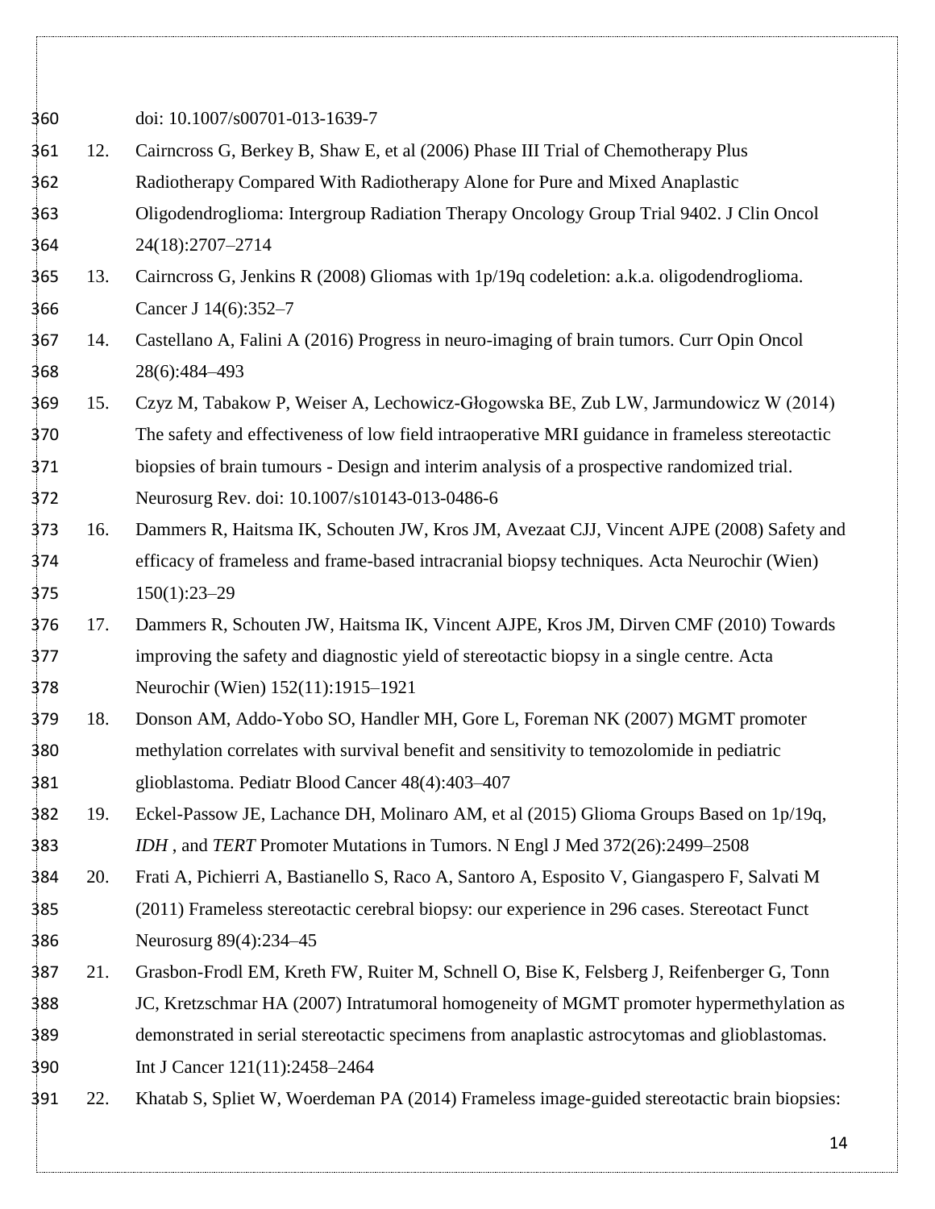doi: 10.1007/s00701-013-1639-7

12. Cairncross G, Berkey B, Shaw E, et al (2006) Phase III Trial of Chemotherapy Plus Radiotherapy Compared With Radiotherapy Alone for Pure and Mixed Anaplastic Oligodendroglioma: Intergroup Radiation Therapy Oncology Group Trial 9402. J Clin Oncol 24(18):2707–2714
13. Cairncross G, Jenkins R (2008) Gliomas with 1p/19q codeletion: a.k.a. oligodendroglioma. Cancer J 14(6):352–7
14. Castellano A, Falini A (2016) Progress in neuro-imaging of brain tumors. Curr Opin Oncol 28(6):484–493
15. Czyz M, Tabakow P, Weiser A, Lechowicz-Głogowska BE, Zub LW, Jarmundowicz W (2014) The safety and effectiveness of low field intraoperative MRI guidance in frameless stereotactic biopsies of brain tumours - Design and interim analysis of a prospective randomized trial. Neurosurg Rev. doi: 10.1007/s10143-013-0486-6
16. Dammers R, Haitsma IK, Schouten JW, Kros JM, Avezaat CJJ, Vincent AJPE (2008) Safety and efficacy of frameless and frame-based intracranial biopsy techniques. Acta Neurochir (Wien) 150(1):23–29
17. Dammers R, Schouten JW, Haitsma IK, Vincent AJPE, Kros JM, Dirven CMF (2010) Towards improving the safety and diagnostic yield of stereotactic biopsy in a single centre. Acta Neurochir (Wien) 152(11):1915–1921
18. Donson AM, Addo-Yobo SO, Handler MH, Gore L, Foreman NK (2007) MGMT promoter methylation correlates with survival benefit and sensitivity to temozolomide in pediatric glioblastoma. Pediatr Blood Cancer 48(4):403–407
19. Eckel-Passow JE, Lachance DH, Molinaro AM, et al (2015) Glioma Groups Based on 1p/19q, *IDH* , and *TERT* Promoter Mutations in Tumors. N Engl J Med 372(26):2499–2508
20. Frati A, Pichierri A, Bastianello S, Raco A, Santoro A, Esposito V, Giangaspero F, Salvati M (2011) Frameless stereotactic cerebral biopsy: our experience in 296 cases. Stereotact Funct Neurosurg 89(4):234–45
21. Grasbon-Frodl EM, Kreth FW, Ruiter M, Schnell O, Bise K, Felsberg J, Reifenberger G, Tonn JC, Kretzschmar HA (2007) Intratumoral homogeneity of MGMT promoter hypermethylation as demonstrated in serial stereotactic specimens from anaplastic astrocytomas and glioblastomas. Int J Cancer 121(11):2458–2464
22. Khatab S, Spliet W, Woerdeman PA (2014) Frameless image-guided stereotactic brain biopsies: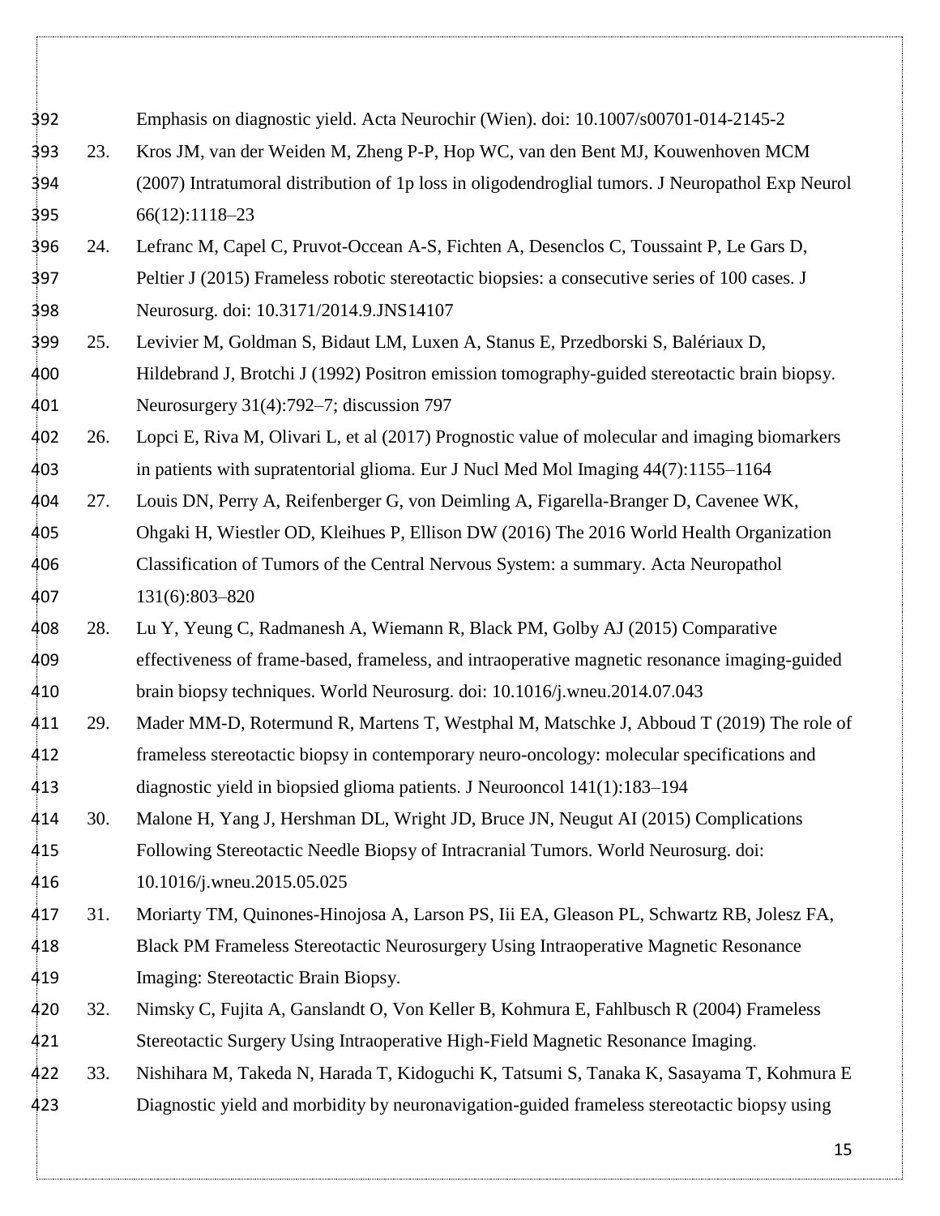Emphasis on diagnostic yield. Acta Neurochir (Wien). doi: 10.1007/s00701-014-2145-2

23. Kros JM, van der Weiden M, Zheng P-P, Hop WC, van den Bent MJ, Kouwenhoven MCM (2007) Intratumoral distribution of 1p loss in oligodendroglial tumors. J Neuropathol Exp Neurol 66(12):1118–23

24. Lefranc M, Capel C, Pruvot-Occean A-S, Fichten A, Desenclos C, Toussaint P, Le Gars D, Peltier J (2015) Frameless robotic stereotactic biopsies: a consecutive series of 100 cases. J Neurosurg. doi: 10.3171/2014.9.JNS14107

25. Levivier M, Goldman S, Bidaut LM, Luxen A, Stanus E, Przedborski S, Balériaux D, Hildebrand J, Brotchi J (1992) Positron emission tomography-guided stereotactic brain biopsy. Neurosurgery 31(4):792–7; discussion 797

26. Lopci E, Riva M, Olivari L, et al (2017) Prognostic value of molecular and imaging biomarkers in patients with supratentorial glioma. Eur J Nucl Med Mol Imaging 44(7):1155–1164

27. Louis DN, Perry A, Reifenberger G, von Deimling A, Figarella-Branger D, Cavenee WK, Ohgaki H, Wiestler OD, Kleihues P, Ellison DW (2016) The 2016 World Health Organization Classification of Tumors of the Central Nervous System: a summary. Acta Neuropathol 131(6):803–820

28. Lu Y, Yeung C, Radmanesh A, Wiemann R, Black PM, Golby AJ (2015) Comparative effectiveness of frame-based, frameless, and intraoperative magnetic resonance imaging-guided brain biopsy techniques. World Neurosurg. doi: 10.1016/j.wneu.2014.07.043

29. Mader MM-D, Rotermund R, Martens T, Westphal M, Matschke J, Abboud T (2019) The role of frameless stereotactic biopsy in contemporary neuro-oncology: molecular specifications and diagnostic yield in biopsied glioma patients. J Neurooncol 141(1):183–194

30. Malone H, Yang J, Hershman DL, Wright JD, Bruce JN, Neugut AI (2015) Complications Following Stereotactic Needle Biopsy of Intracranial Tumors. World Neurosurg. doi: 10.1016/j.wneu.2015.05.025

31. Moriarty TM, Quinones-Hinojosa A, Larson PS, Iii EA, Gleason PL, Schwartz RB, Jolesz FA, Black PM Frameless Stereotactic Neurosurgery Using Intraoperative Magnetic Resonance Imaging: Stereotactic Brain Biopsy.

32. Nimsky C, Fujita A, Ganslandt O, Von Keller B, Kohmura E, Fahlbusch R (2004) Frameless Stereotactic Surgery Using Intraoperative High-Field Magnetic Resonance Imaging.

33. Nishihara M, Takeda N, Harada T, Kidoguchi K, Tatsumi S, Tanaka K, Sasayama T, Kohmura E Diagnostic yield and morbidity by neuronavigation-guided frameless stereotactic biopsy using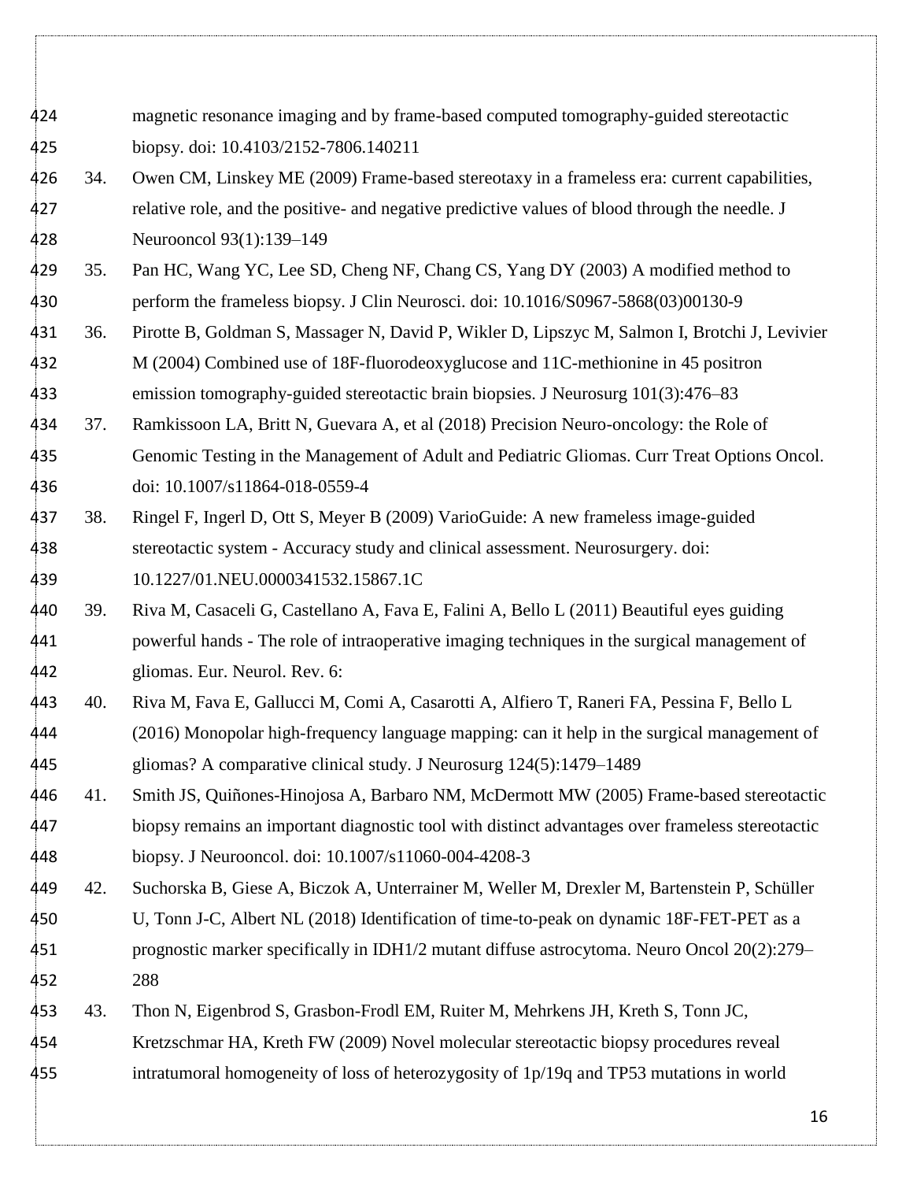magnetic resonance imaging and by frame-based computed tomography-guided stereotactic biopsy. doi: 10.4103/2152-7806.140211

34. Owen CM, Linskey ME (2009) Frame-based stereotaxy in a frameless era: current capabilities, relative role, and the positive- and negative predictive values of blood through the needle. J Neurooncol 93(1):139–149
35. Pan HC, Wang YC, Lee SD, Cheng NF, Chang CS, Yang DY (2003) A modified method to perform the frameless biopsy. J Clin Neurosci. doi: 10.1016/S0967-5868(03)00130-9
36. Pirotte B, Goldman S, Massager N, David P, Wikler D, Lipszyc M, Salmon I, Brotchi J, Levivier M (2004) Combined use of 18F-fluorodeoxyglucose and 11C-methionine in 45 positron emission tomography-guided stereotactic brain biopsies. J Neurosurg 101(3):476–83
37. Ramkissoon LA, Britt N, Guevara A, et al (2018) Precision Neuro-oncology: the Role of Genomic Testing in the Management of Adult and Pediatric Gliomas. Curr Treat Options Oncol. doi: 10.1007/s11864-018-0559-4
38. Ringel F, Ingerl D, Ott S, Meyer B (2009) VarioGuide: A new frameless image-guided stereotactic system - Accuracy study and clinical assessment. Neurosurgery. doi: 10.1227/01.NEU.0000341532.15867.1C
39. Riva M, Casaceli G, Castellano A, Fava E, Falini A, Bello L (2011) Beautiful eyes guiding powerful hands - The role of intraoperative imaging techniques in the surgical management of gliomas. Eur. Neurol. Rev. 6:
40. Riva M, Fava E, Gallucci M, Comi A, Casarotti A, Alfiero T, Raneri FA, Pessina F, Bello L (2016) Monopolar high-frequency language mapping: can it help in the surgical management of gliomas? A comparative clinical study. J Neurosurg 124(5):1479–1489
41. Smith JS, Quiñones-Hinojosa A, Barbaro NM, McDermott MW (2005) Frame-based stereotactic biopsy remains an important diagnostic tool with distinct advantages over frameless stereotactic biopsy. J Neurooncol. doi: 10.1007/s11060-004-4208-3
42. Suchorska B, Giese A, Biczok A, Unterrainer M, Weller M, Drexler M, Bartenstein P, Schüller U, Tonn J-C, Albert NL (2018) Identification of time-to-peak on dynamic 18F-FET-PET as a prognostic marker specifically in IDH1/2 mutant diffuse astrocytoma. Neuro Oncol 20(2):279–288
43. Thon N, Eigenbrod S, Grasbon-Frodl EM, Ruiter M, Mehrkens JH, Kreth S, Tonn JC, Kretzschmar HA, Kreth FW (2009) Novel molecular stereotactic biopsy procedures reveal intratumoral homogeneity of loss of heterozygosity of 1p/19q and TP53 mutations in world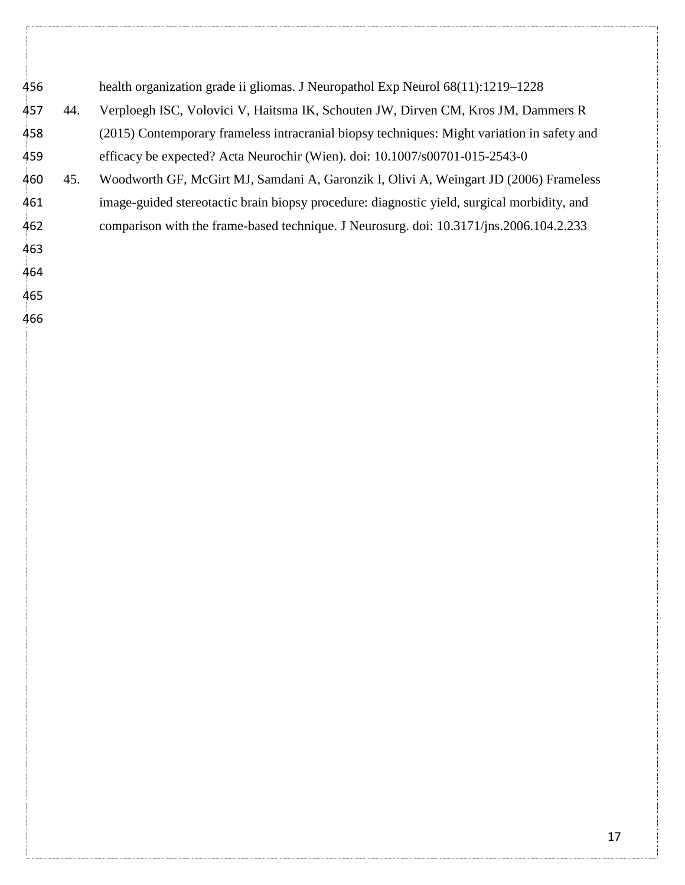health organization grade ii gliomas. J Neuropathol Exp Neurol 68(11):1219–1228

44. Verploegh ISC, Volovici V, Haitsma IK, Schouten JW, Dirven CM, Kros JM, Dammers R (2015) Contemporary frameless intracranial biopsy techniques: Might variation in safety and efficacy be expected? Acta Neurochir (Wien). doi: 10.1007/s00701-015-2543-0
45. Woodworth GF, McGirt MJ, Samdani A, Garonzik I, Olivi A, Weingart JD (2006) Frameless image-guided stereotactic brain biopsy procedure: diagnostic yield, surgical morbidity, and comparison with the frame-based technique. J Neurosurg. doi: 10.3171/jns.2006.104.2.233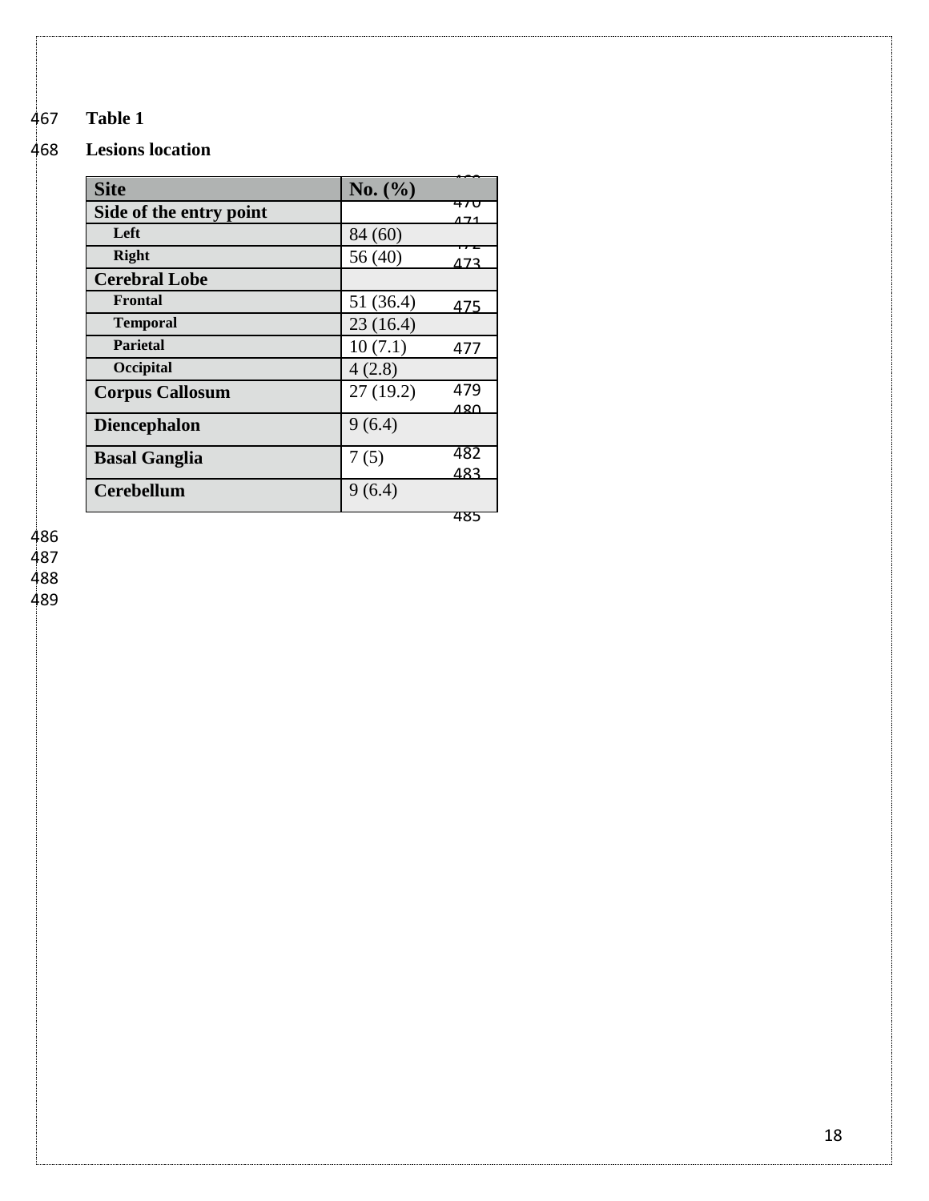**Table 1**

**Lesions location**

| Site | No. (%) |
|---|---|
| **Side of the entry point** | |
| Left | 84 (60) |
| Right | 56 (40) |
| **Cerebral Lobe** | |
| Frontal | 51 (36.4) |
| Temporal | 23 (16.4) |
| Parietal | 10 (7.1) |
| Occipital | 4 (2.8) |
| **Corpus Callosum** | 27 (19.2) |
| **Diencephalon** | 9 (6.4) |
| **Basal Ganglia** | 7 (5) |
| **Cerebellum** | 9 (6.4) |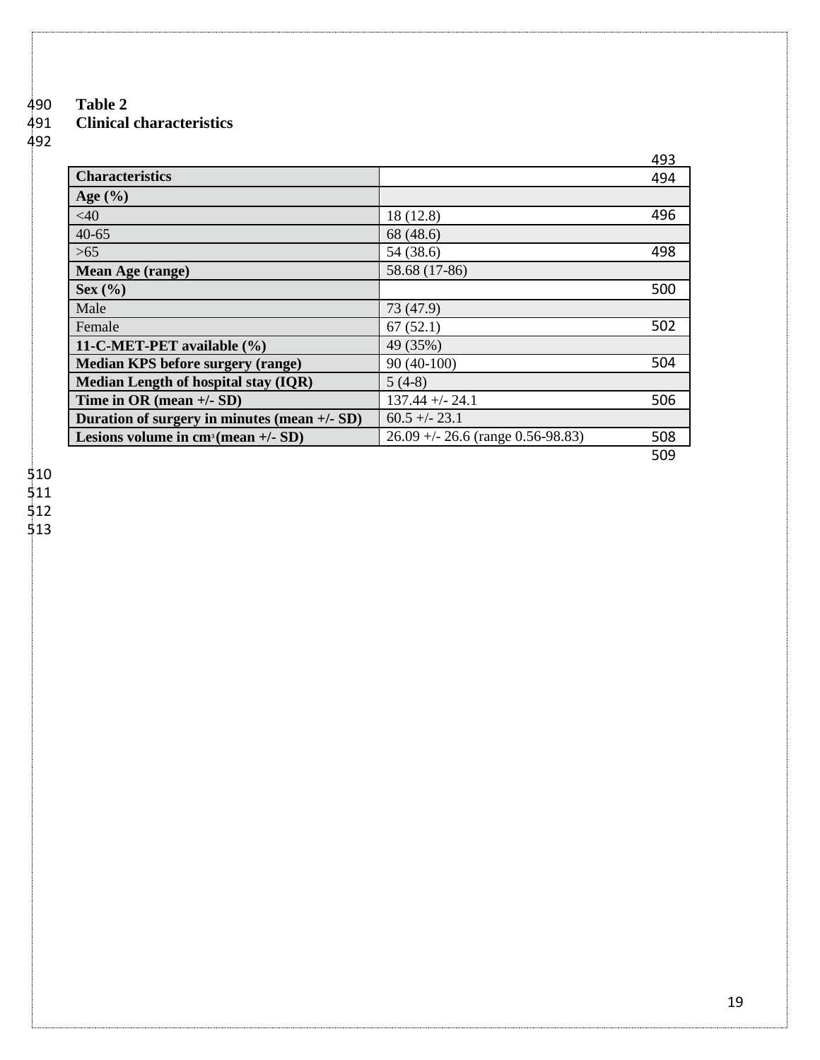**Table 2**
**Clinical characteristics**

| Characteristics | |
|---|---|
| **Age (%)** | |
| <40 | 18 (12.8) |
| 40-65 | 68 (48.6) |
| >65 | 54 (38.6) |
| **Mean Age (range)** | 58.68 (17-86) |
| **Sex (%)** | |
| Male | 73 (47.9) |
| Female | 67 (52.1) |
| **11-C-MET-PET available (%)** | 49 (35%) |
| **Median KPS before surgery (range)** | 90 (40-100) |
| **Median Length of hospital stay (IQR)** | 5 (4-8) |
| **Time in OR (mean +/- SD)** | 137.44 +/- 24.1 |
| **Duration of surgery in minutes (mean +/- SD)** | 60.5 +/- 23.1 |
| **Lesions volume in $cm^3$ (mean +/- SD)** | 26.09 +/- 26.6 (range 0.56-98.83) |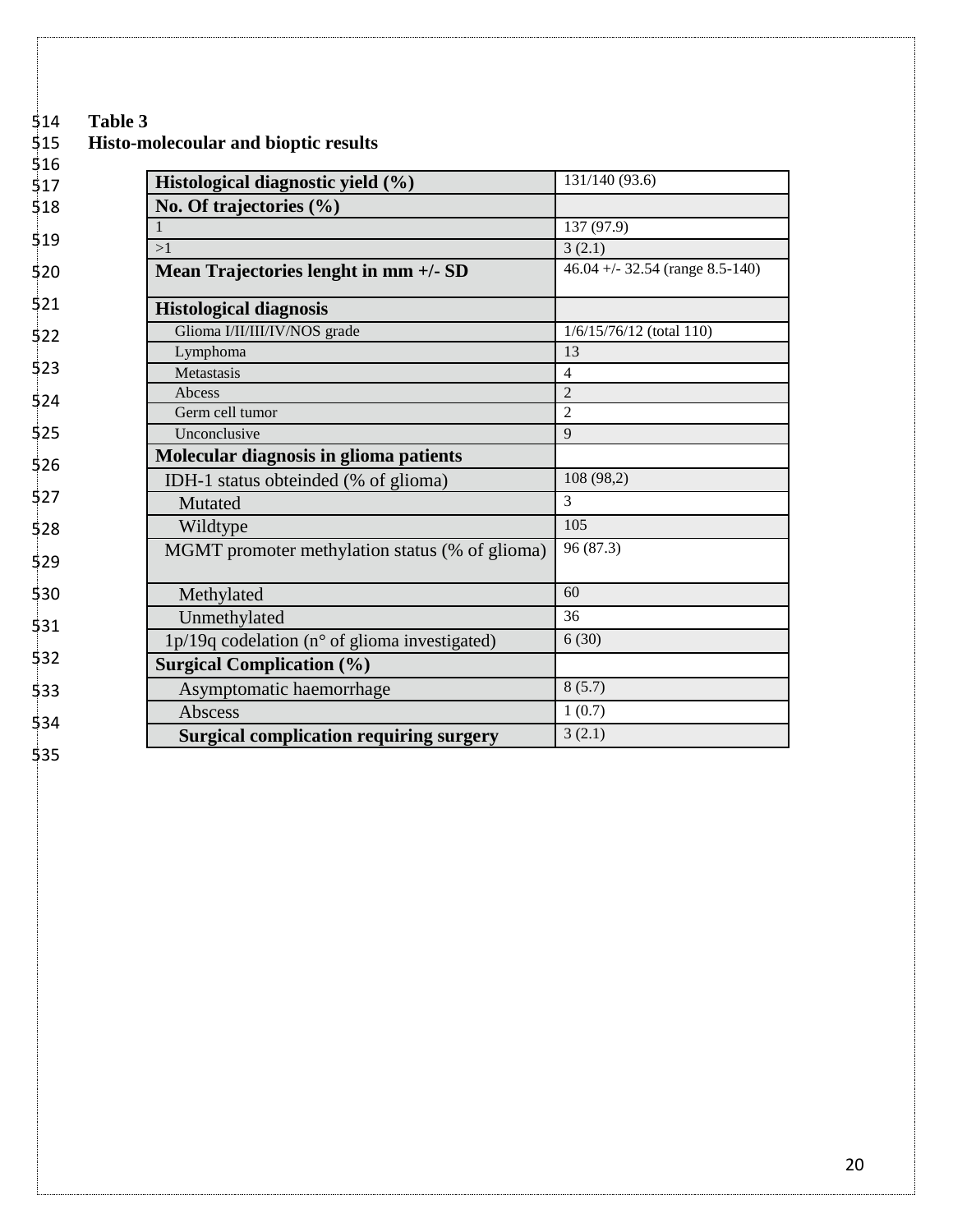**Table 3**
**Histo-molecoular and bioptic results**

| **Histological diagnostic yield (%)** | 131/140 (93.6) |
|---|---|
| **No. Of trajectories (%)** | |
| 1 | 137 (97.9) |
| >1 | 3 (2.1) |
| **Mean Trajectories lenght in mm +/- SD** | 46.04 +/- 32.54 (range 8.5-140) |
| **Histological diagnosis** | |
| Glioma I/II/III/IV/NOS grade | 1/6/15/76/12 (total 110) |
| Lymphoma | 13 |
| Metastasis | 4 |
| Abcess | 2 |
| Germ cell tumor | 2 |
| Unconclusive | 9 |
| **Molecular diagnosis in glioma patients** | |
| IDH-1 status obteinded (% of glioma) | 108 (98,2) |
| Mutated | 3 |
| Wildtype | 105 |
| MGMT promoter methylation status (% of glioma) | 96 (87.3) |
| Methylated | 60 |
| Unmethylated | 36 |
| 1p/19q codelation (n° of glioma investigated) | 6 (30) |
| **Surgical Complication (%)** | |
| Asymptomatic haemorrhage | 8 (5.7) |
| Abscess | 1 (0.7) |
| **Surgical complication requiring surgery** | 3 (2.1) |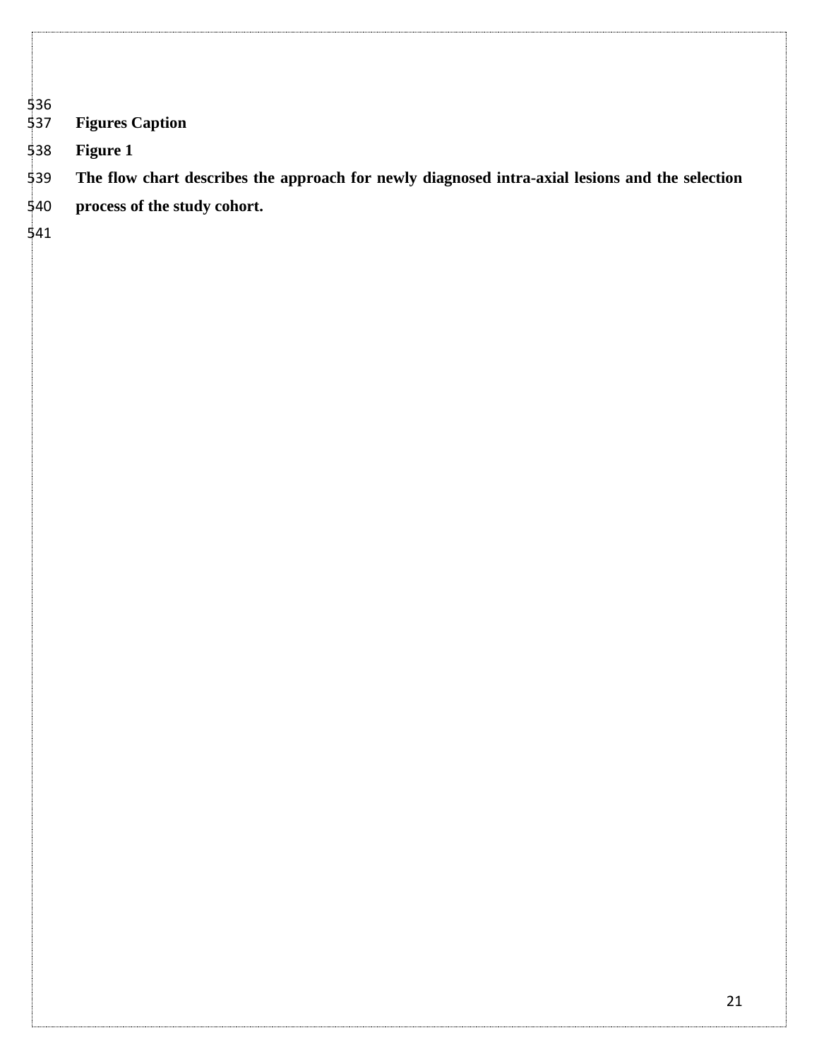**Figures Caption**

**Figure 1**

**The flow chart describes the approach for newly diagnosed intra-axial lesions and the selection process of the study cohort.**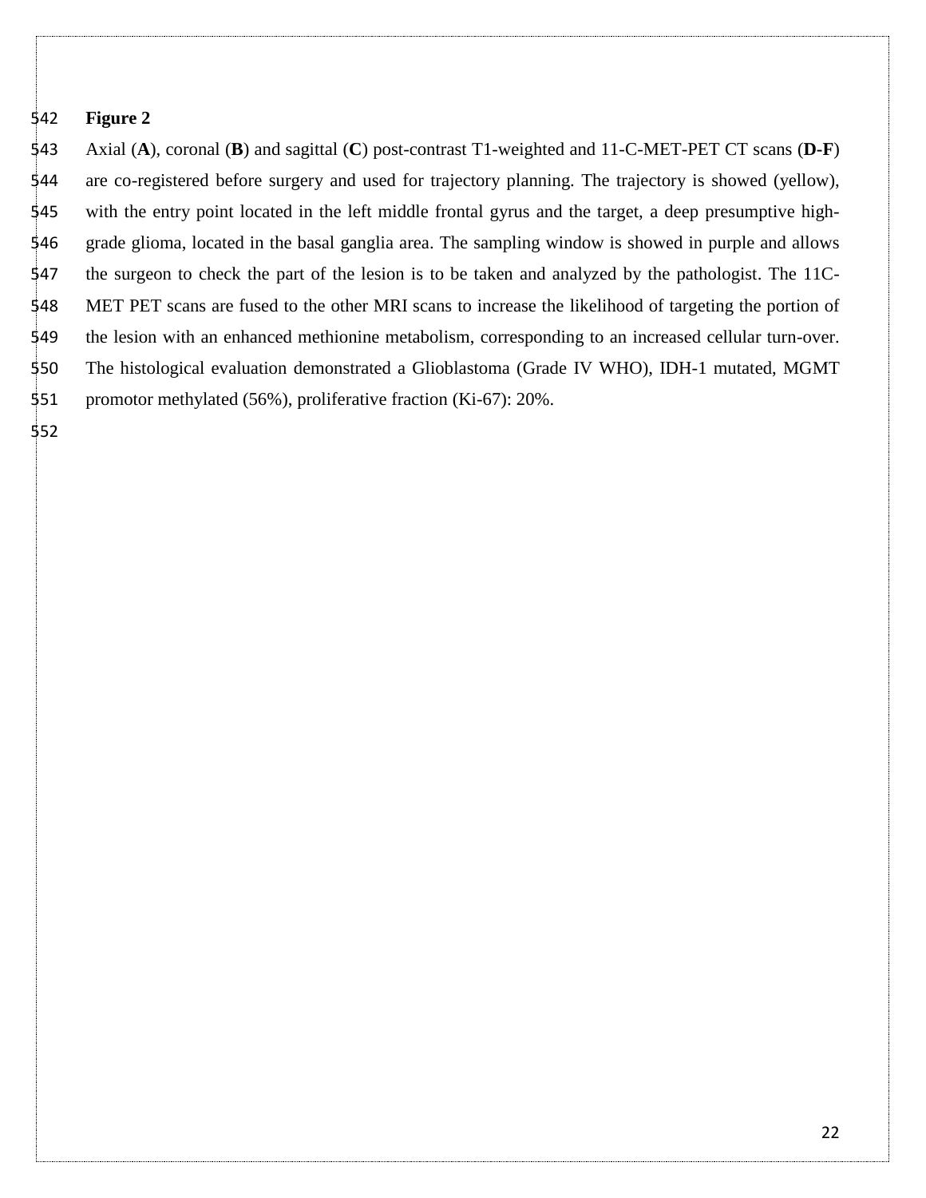**Figure 2**

Axial (**A**), coronal (**B**) and sagittal (**C**) post-contrast T1-weighted and 11-C-MET-PET CT scans (**D-F**) are co-registered before surgery and used for trajectory planning. The trajectory is showed (yellow), with the entry point located in the left middle frontal gyrus and the target, a deep presumptive high-grade glioma, located in the basal ganglia area. The sampling window is showed in purple and allows the surgeon to check the part of the lesion is to be taken and analyzed by the pathologist. The 11C-MET PET scans are fused to the other MRI scans to increase the likelihood of targeting the portion of the lesion with an enhanced methionine metabolism, corresponding to an increased cellular turn-over. The histological evaluation demonstrated a Glioblastoma (Grade IV WHO), IDH-1 mutated, MGMT promotor methylated (56%), proliferative fraction (Ki-67): 20%.